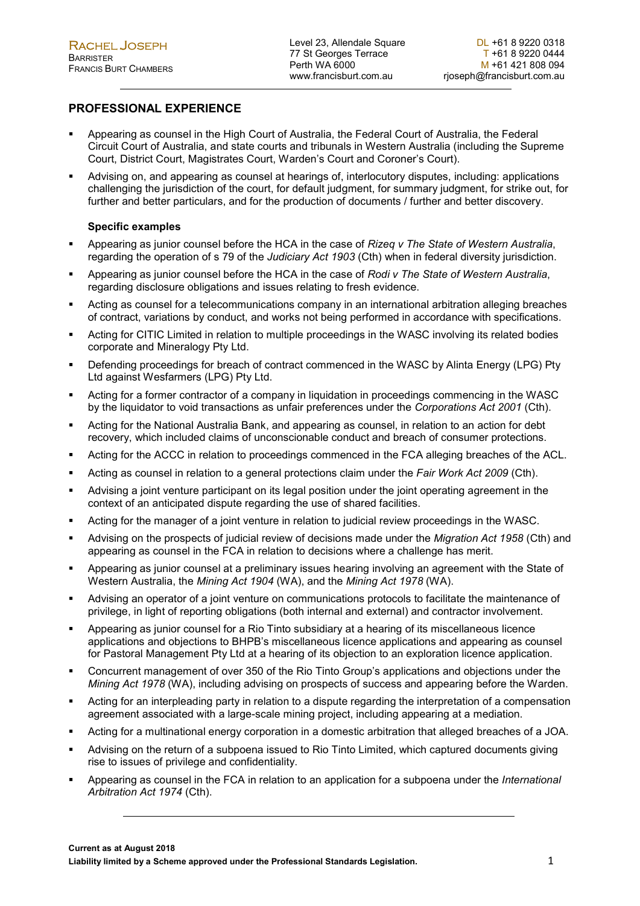**RACHEL JOSEPH**
BARRISTER
FRANCIS BURT CHAMBERS

Level 23, Allendale Square
77 St Georges Terrace
Perth WA 6000
www.francisburt.com.au

DL +61 8 9220 0318
T +61 8 9220 0444
M +61 421 808 094
rjoseph@francisburt.com.au

## PROFESSIONAL EXPERIENCE

- Appearing as counsel in the High Court of Australia, the Federal Court of Australia, the Federal Circuit Court of Australia, and state courts and tribunals in Western Australia (including the Supreme Court, District Court, Magistrates Court, Warden's Court and Coroner's Court).
- Advising on, and appearing as counsel at hearings of, interlocutory disputes, including: applications challenging the jurisdiction of the court, for default judgment, for summary judgment, for strike out, for further and better particulars, and for the production of documents / further and better discovery.

**Specific examples**

- Appearing as junior counsel before the HCA in the case of *Rizeq v The State of Western Australia*, regarding the operation of s 79 of the *Judiciary Act 1903* (Cth) when in federal diversity jurisdiction.
- Appearing as junior counsel before the HCA in the case of *Rodi v The State of Western Australia*, regarding disclosure obligations and issues relating to fresh evidence.
- Acting as counsel for a telecommunications company in an international arbitration alleging breaches of contract, variations by conduct, and works not being performed in accordance with specifications.
- Acting for CITIC Limited in relation to multiple proceedings in the WASC involving its related bodies corporate and Mineralogy Pty Ltd.
- Defending proceedings for breach of contract commenced in the WASC by Alinta Energy (LPG) Pty Ltd against Wesfarmers (LPG) Pty Ltd.
- Acting for a former contractor of a company in liquidation in proceedings commencing in the WASC by the liquidator to void transactions as unfair preferences under the *Corporations Act 2001* (Cth).
- Acting for the National Australia Bank, and appearing as counsel, in relation to an action for debt recovery, which included claims of unconscionable conduct and breach of consumer protections.
- Acting for the ACCC in relation to proceedings commenced in the FCA alleging breaches of the ACL.
- Acting as counsel in relation to a general protections claim under the *Fair Work Act 2009* (Cth).
- Advising a joint venture participant on its legal position under the joint operating agreement in the context of an anticipated dispute regarding the use of shared facilities.
- Acting for the manager of a joint venture in relation to judicial review proceedings in the WASC.
- Advising on the prospects of judicial review of decisions made under the *Migration Act 1958* (Cth) and appearing as counsel in the FCA in relation to decisions where a challenge has merit.
- Appearing as junior counsel at a preliminary issues hearing involving an agreement with the State of Western Australia, the *Mining Act 1904* (WA), and the *Mining Act 1978* (WA).
- Advising an operator of a joint venture on communications protocols to facilitate the maintenance of privilege, in light of reporting obligations (both internal and external) and contractor involvement.
- Appearing as junior counsel for a Rio Tinto subsidiary at a hearing of its miscellaneous licence applications and objections to BHPB's miscellaneous licence applications and appearing as counsel for Pastoral Management Pty Ltd at a hearing of its objection to an exploration licence application.
- Concurrent management of over 350 of the Rio Tinto Group's applications and objections under the *Mining Act 1978* (WA), including advising on prospects of success and appearing before the Warden.
- Acting for an interpleading party in relation to a dispute regarding the interpretation of a compensation agreement associated with a large-scale mining project, including appearing at a mediation.
- Acting for a multinational energy corporation in a domestic arbitration that alleged breaches of a JOA.
- Advising on the return of a subpoena issued to Rio Tinto Limited, which captured documents giving rise to issues of privilege and confidentiality.
- Appearing as counsel in the FCA in relation to an application for a subpoena under the *International Arbitration Act 1974* (Cth).

**Current as at August 2018**

**Liability limited by a Scheme approved under the Professional Standards Legislation.**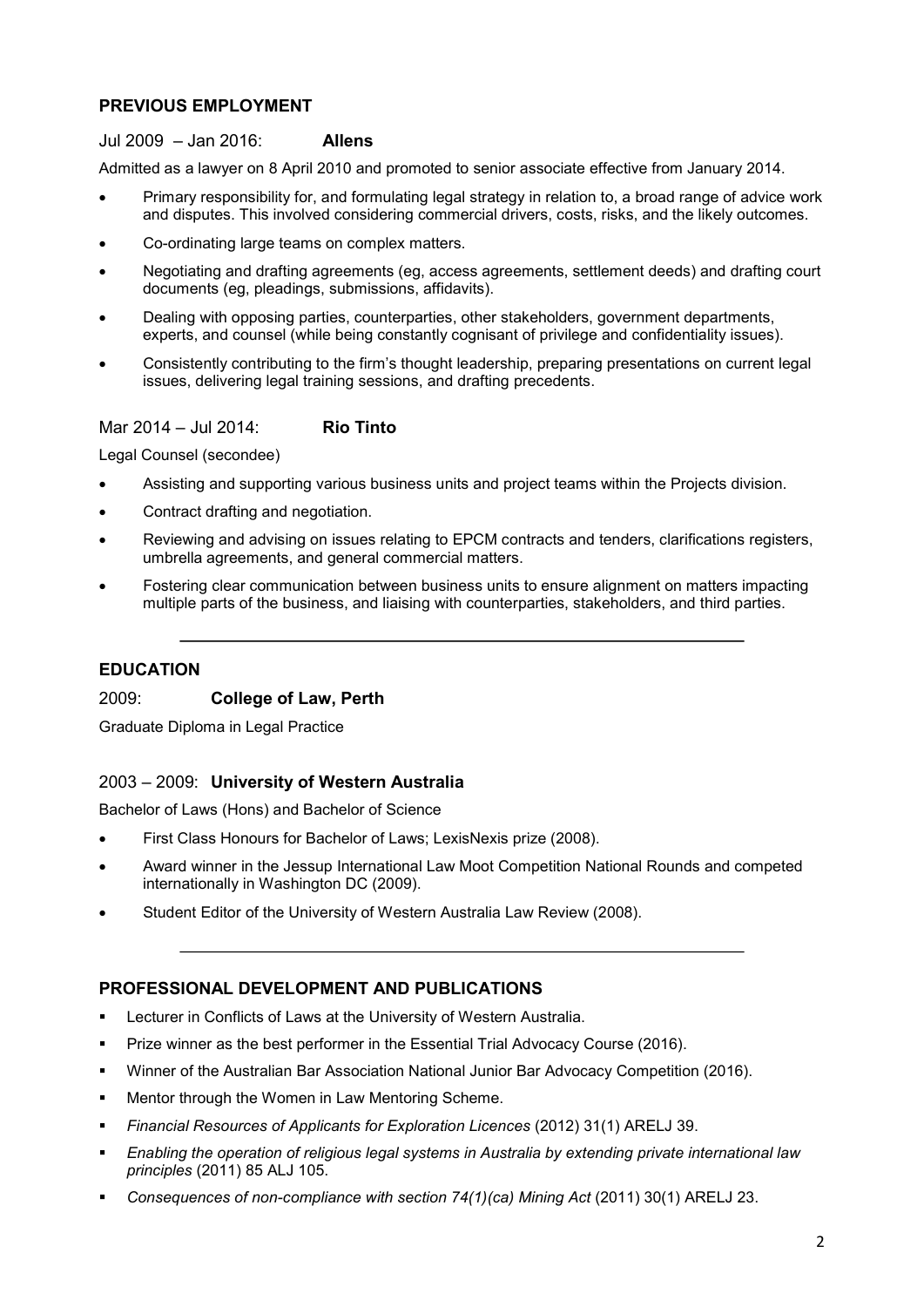## PREVIOUS EMPLOYMENT

### Jul 2009 – Jan 2016: **Allens**

Admitted as a lawyer on 8 April 2010 and promoted to senior associate effective from January 2014.

- Primary responsibility for, and formulating legal strategy in relation to, a broad range of advice work and disputes. This involved considering commercial drivers, costs, risks, and the likely outcomes.
- Co-ordinating large teams on complex matters.
- Negotiating and drafting agreements (eg, access agreements, settlement deeds) and drafting court documents (eg, pleadings, submissions, affidavits).
- Dealing with opposing parties, counterparties, other stakeholders, government departments, experts, and counsel (while being constantly cognisant of privilege and confidentiality issues).
- Consistently contributing to the firm's thought leadership, preparing presentations on current legal issues, delivering legal training sessions, and drafting precedents.

### Mar 2014 – Jul 2014: **Rio Tinto**

Legal Counsel (secondee)

- Assisting and supporting various business units and project teams within the Projects division.
- Contract drafting and negotiation.
- Reviewing and advising on issues relating to EPCM contracts and tenders, clarifications registers, umbrella agreements, and general commercial matters.
- Fostering clear communication between business units to ensure alignment on matters impacting multiple parts of the business, and liaising with counterparties, stakeholders, and third parties.

---

## EDUCATION

### 2009: **College of Law, Perth**

Graduate Diploma in Legal Practice

### 2003 – 2009: **University of Western Australia**

Bachelor of Laws (Hons) and Bachelor of Science

- First Class Honours for Bachelor of Laws; LexisNexis prize (2008).
- Award winner in the Jessup International Law Moot Competition National Rounds and competed internationally in Washington DC (2009).
- Student Editor of the University of Western Australia Law Review (2008).

---

## PROFESSIONAL DEVELOPMENT AND PUBLICATIONS

- Lecturer in Conflicts of Laws at the University of Western Australia.
- Prize winner as the best performer in the Essential Trial Advocacy Course (2016).
- Winner of the Australian Bar Association National Junior Bar Advocacy Competition (2016).
- Mentor through the Women in Law Mentoring Scheme.
- *Financial Resources of Applicants for Exploration Licences* (2012) 31(1) ARELJ 39.
- *Enabling the operation of religious legal systems in Australia by extending private international law principles* (2011) 85 ALJ 105.
- *Consequences of non-compliance with section 74(1)(ca) Mining Act* (2011) 30(1) ARELJ 23.